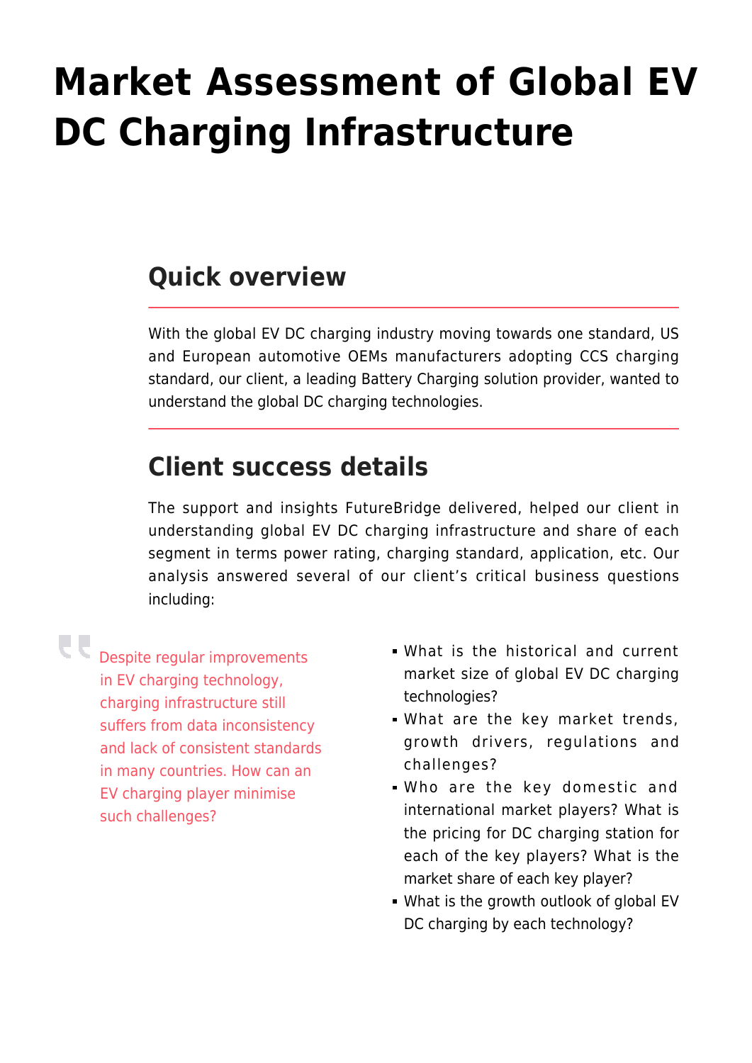# Market Assessment of Global EV DC Charging Infrastructure

## Quick overview

With the global EV DC charging industry moving towards one standard, US and European automotive OEMs manufacturers adopting CCS charging standard, our client, a leading Battery Charging solution provider, wanted to understand the global DC charging technologies.

## Client success details

The support and insights FutureBridge delivered, helped our client in understanding global EV DC charging infrastructure and share of each segment in terms power rating, charging standard, application, etc. Our analysis answered several of our client's critical business questions including:

> Despite regular improvements in EV charging technology, charging infrastructure still suffers from data inconsistency and lack of consistent standards in many countries. How can an EV charging player minimise such challenges?

- What is the historical and current market size of global EV DC charging technologies?
- What are the key market trends, growth drivers, regulations and challenges?
- Who are the key domestic and international market players? What is the pricing for DC charging station for each of the key players? What is the market share of each key player?
- What is the growth outlook of global EV DC charging by each technology?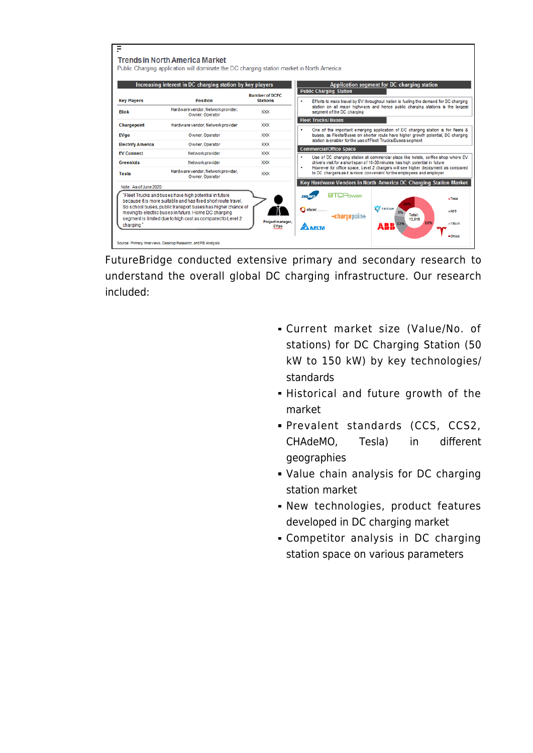## Trends in North America Market

Public Charging application will dominate the DC charging station market in North America

**Increasing interest in DC charging station by key players**

| Key Players | Position | Number of DCFC Stations |
|---|---|---|
| Blink | Hardware vendor, Network provider, Owner, Operator | XXX |
| Chargepoint | Hardware vendor, Network provider | XXX |
| EVgo | Owner, Operator | XXX |
| Electrify America | Owner, Operator | XXX |
| EV Connect | Network provider | XXX |
| Greenlots | Network provider | XXX |
| Tesla | Hardware vendor, Network provider, Owner, Operator | XXX |

Note: As of June 2020

"Fleet Trucks and buses have high potential in future because it is more suitable and has fixed short route travel. So school buses, public transport buses has higher chance of moving to electric buses in future. Home DC charging segment is limited due to high cost as compared to Level 2 charging"

Project manager, EVgo

**Application segment for DC charging station**

**Public Charging Station**

- Efforts to make travel by EV throughout nation is fueling the demand for DC charging station on all major highways and hence public charging stations is the largest segment of the DC charging

**Fleet Trucks/ Buses**

- One of the important emerging application of DC charging station is for fleets & buses, as Fleets/Buses on shorter route have higher growth potential, DC charging station is enabler for the use of Fleet Trucks/Buses segment

**Commercial/Office Space**

- Use of DC charging station at commercial place like hotels, coffee shop where EV drivers visit for a short span of 10-30 minutes has high potential in future
- However for office space, Level 2 chargers will see higher deployment as compared to DC chargers as it is more convenient for the employees and employer

**Key Hardware Vendors in North America DC Charging Station Market**

SIGNET, BTCPower, efacec, chargepoin+, DELTA, TRITIUM, ABB, Tesla

Total: 13,819 — Tesla XX%, ABB XX%, Tritium X%, Others XX%

Source: Primary Interviews, Desktop Research, and FB Analysis

FutureBridge conducted extensive primary and secondary research to understand the overall global DC charging infrastructure. Our research included:

- Current market size (Value/No. of stations) for DC Charging Station (50 kW to 150 kW) by key technologies/ standards
- Historical and future growth of the market
- Prevalent standards (CCS, CCS2, CHAdeMO, Tesla) in different geographies
- Value chain analysis for DC charging station market
- New technologies, product features developed in DC charging market
- Competitor analysis in DC charging station space on various parameters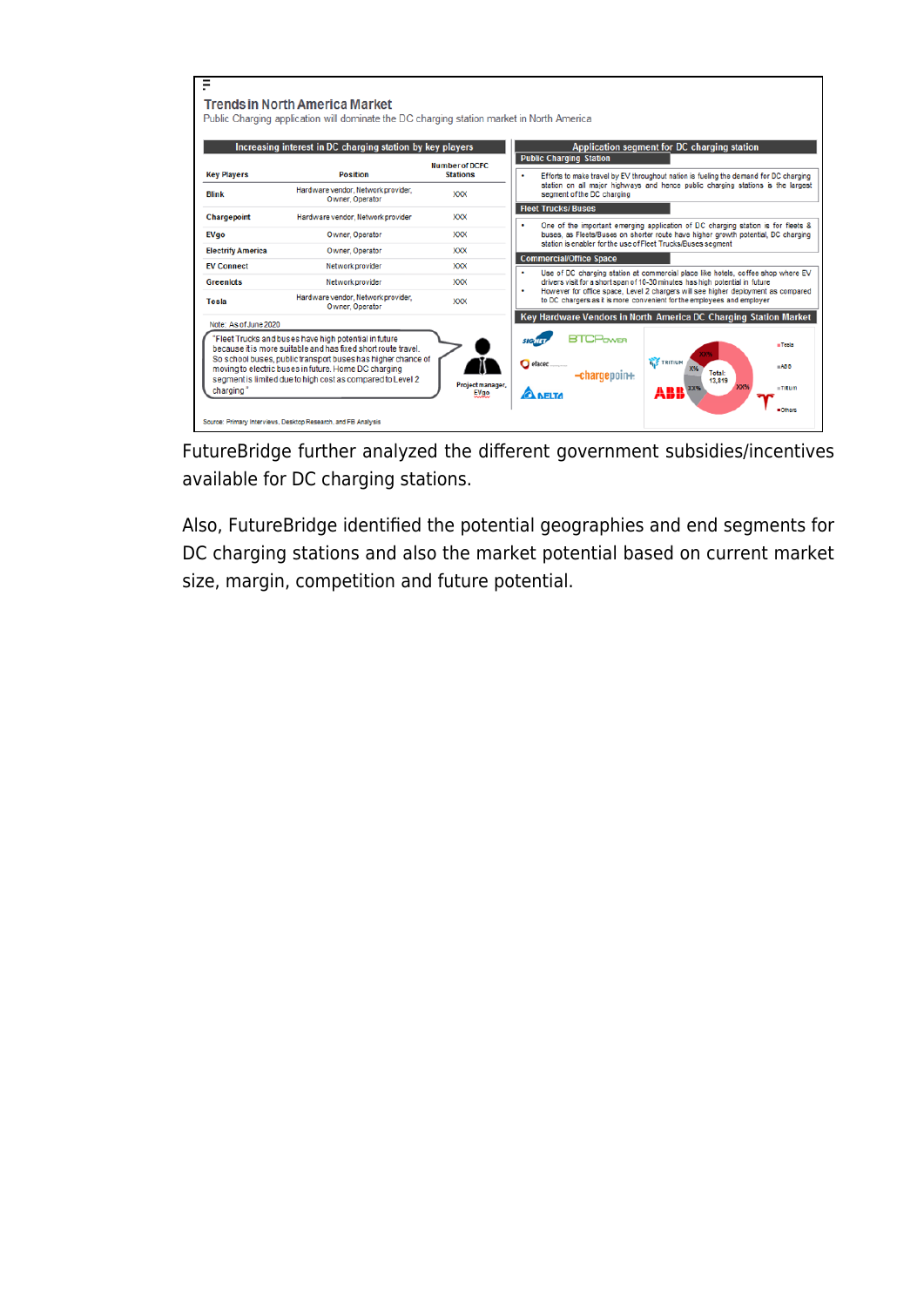# Trends in North America Market

Public Charging application will dominate the DC charging station market in North America

**Increasing interest in DC charging station by key players**

| Key Players | Position | Number of DCFC Stations |
|---|---|---|
| Blink | Hardware vendor, Network provider, Owner, Operator | XXX |
| Chargepoint | Hardware vendor, Network provider | XXX |
| EVgo | Owner, Operator | XXX |
| Electrify America | Owner, Operator | XXX |
| EV Connect | Network provider | XXX |
| Greenlots | Network provider | XXX |
| Tesla | Hardware vendor, Network provider, Owner, Operator | XXX |

Note: As of June 2020

"Fleet Trucks and buses have high potential in future because it is more suitable and has fixed short route travel. So school buses, public transport buses has higher chance of moving to electric buses in future. Home DC charging segment is limited due to high cost as compared to Level 2 charging"

Project manager, EVgo

**Application segment for DC charging station**

**Public Charging Station**

- Efforts to make travel by EV throughout nation is fueling the demand for DC charging station on all major highways and hence public charging stations is the largest segment of the DC charging

**Fleet Trucks/ Buses**

- One of the important emerging application of DC charging station is for fleets & buses, as Fleets/Buses on shorter route have higher growth potential, DC charging station is enabler for the use of Fleet Trucks/Buses segment

**Commercial/Office Space**

- Use of DC charging station at commercial place like hotels, coffee shop where EV drivers visit for a short span of 10-30 minutes has high potential in future
- However for office space, Level 2 chargers will see higher deployment as compared to DC chargers as it is more convenient for the employees and employer

**Key Hardware Vendors in North America DC Charging Station Market**

SIGNET
BTCPower
efacec
chargepoint
DELTA
TRITIUM
ABB

XX%
X%
Total: 13,819
XX%
XX%

Tesla
ABB
Tritium
Others

Source: Primary Interviews, Desktop Research, and FB Analysis

FutureBridge further analyzed the different government subsidies/incentives available for DC charging stations.

Also, FutureBridge identified the potential geographies and end segments for DC charging stations and also the market potential based on current market size, margin, competition and future potential.